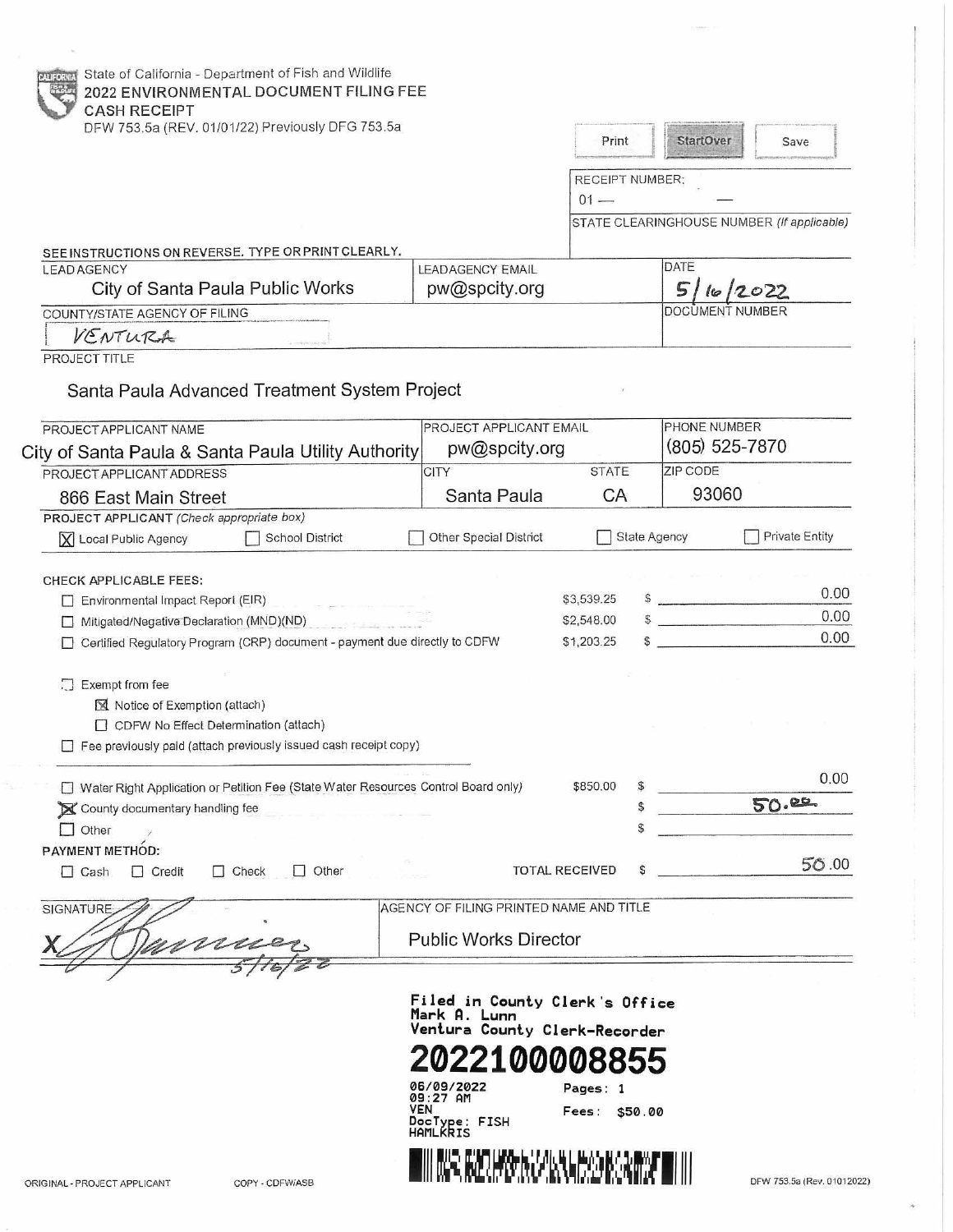State of California - Department of Fish and Wildlife

# 2022 ENVIRONMENTAL DOCUMENT FILING FEE CASH RECEIPT

DFW 753.5a (REV. 01/01/22) Previously DFG 753.5a

Print | StartOver | Save

RECEIPT NUMBER:

01 — —

STATE CLEARINGHOUSE NUMBER (If applicable)

SEE INSTRUCTIONS ON REVERSE. TYPE OR PRINT CLEARLY.

| LEAD AGENCY | LEAD AGENCY EMAIL | DATE |
|---|---|---|
| City of Santa Paula Public Works | pw@spcity.org | 5/16/2022 |

| COUNTY/STATE AGENCY OF FILING | DOCUMENT NUMBER |
|---|---|
| VENTURA | |

PROJECT TITLE

Santa Paula Advanced Treatment System Project

| PROJECT APPLICANT NAME | PROJECT APPLICANT EMAIL | | PHONE NUMBER |
|---|---|---|---|
| City of Santa Paula & Santa Paula Utility Authority | pw@spcity.org | | (805) 525-7870 |
| PROJECT APPLICANT ADDRESS | CITY | STATE | ZIP CODE |
| 866 East Main Street | Santa Paula | CA | 93060 |

**PROJECT APPLICANT** *(Check appropriate box)*

- [X] Local Public Agency
- [ ] School District
- [ ] Other Special District
- [ ] State Agency
- [ ] Private Entity

CHECK APPLICABLE FEES:

| | | |
|---|---|---|
| [ ] Environmental Impact Report (EIR) | $3,539.25 | $ 0.00 |
| [ ] Mitigated/Negative Declaration (MND)(ND) | $2,548.00 | $ 0.00 |
| [ ] Certified Regulatory Program (CRP) document - payment due directly to CDFW | $1,203.25 | $ 0.00 |

- [ ] Exempt from fee
  - [X] Notice of Exemption (attach)
  - [ ] CDFW No Effect Determination (attach)
- [ ] Fee previously paid (attach previously issued cash receipt copy)

| | | |
|---|---|---|
| [ ] Water Right Application or Petition Fee (State Water Resources Control Board only) | $850.00 | $ 0.00 |
| [X] County documentary handling fee | | $ 50.00 |
| [ ] Other | | $ |

PAYMENT METHOD:

- [ ] Cash
- [ ] Credit
- [ ] Check
- [ ] Other

TOTAL RECEIVED $ 50.00

| SIGNATURE | AGENCY OF FILING PRINTED NAME AND TITLE |
|---|---|
| X [signature] 5/16/22 | Public Works Director |

Filed in County Clerk's Office
Mark A. Lunn
Ventura County Clerk-Recorder

**2022100008855**

06/09/2022 09:27 AM
VEN
DocType: FISH
HAMLKRIS

Pages: 1

Fees: $50.00

ORIGINAL - PROJECT APPLICANT     COPY - CDFW/ASB     DFW 753.5a (Rev. 01012022)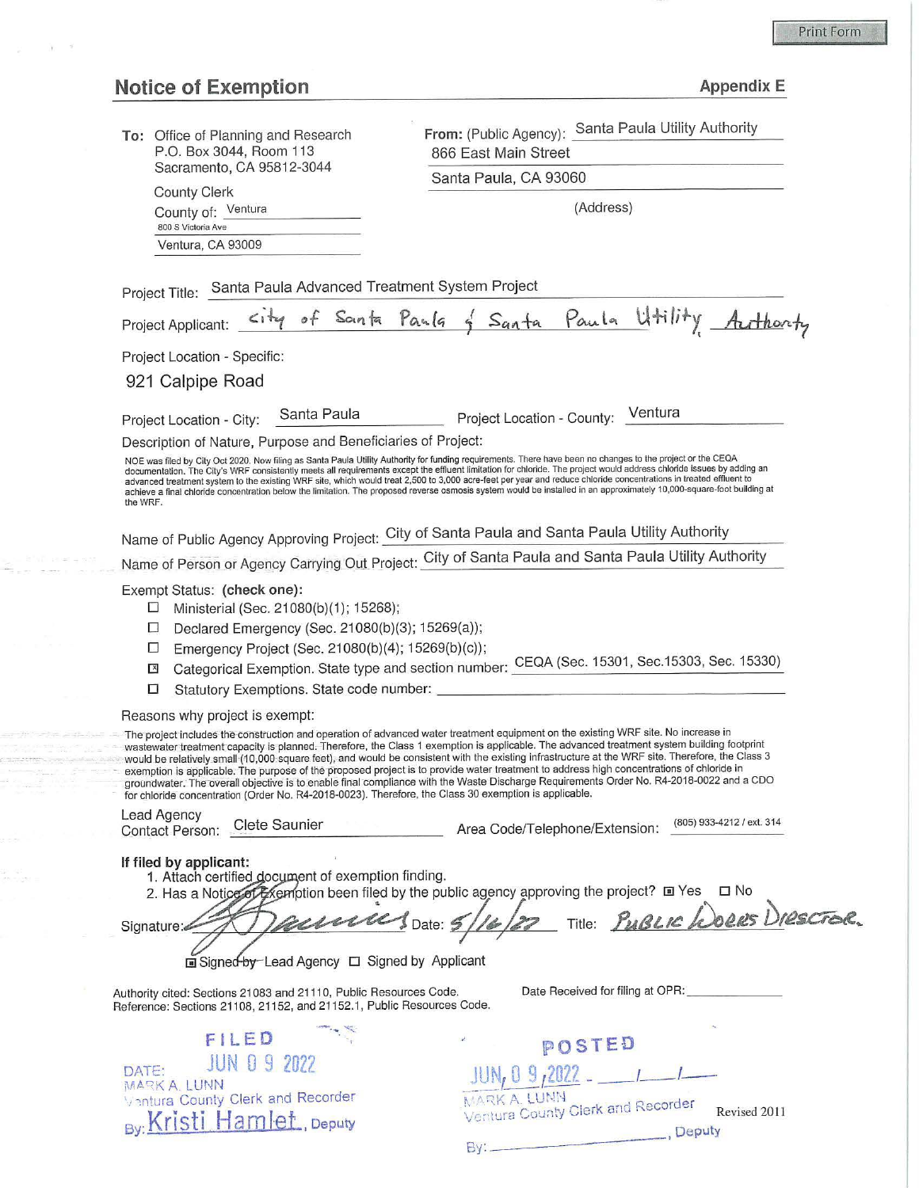Print Form

# Notice of Exemption

**Appendix E**

**To:** Office of Planning and Research
P.O. Box 3044, Room 113
Sacramento, CA 95812-3044

County Clerk
County of: Ventura
800 S Victoria Ave
Ventura, CA 93009

**From:** (Public Agency): Santa Paula Utility Authority
866 East Main Street
Santa Paula, CA 93060
(Address)

Project Title: Santa Paula Advanced Treatment System Project

Project Applicant: City of Santa Paula & Santa Paula Utility Authority

Project Location - Specific:

921 Calpipe Road

Project Location - City: Santa Paula    Project Location - County: Ventura

Description of Nature, Purpose and Beneficiaries of Project:

NOE was filed by City Oct 2020. Now filing as Santa Paula Utility Authority for funding requirements. There have been no changes to the project or the CEQA documentation. The City's WRF consistently meets all requirements except the effluent limitation for chloride. The project would address chloride issues by adding an advanced treatment system to the existing WRF site, which would treat 2,500 to 3,000 acre-feet per year and reduce chloride concentrations in treated effluent to achieve a final chloride concentration below the limitation. The proposed reverse osmosis system would be installed in an approximately 10,000-square-foot building at the WRF.

Name of Public Agency Approving Project: City of Santa Paula and Santa Paula Utility Authority

Name of Person or Agency Carrying Out Project: City of Santa Paula and Santa Paula Utility Authority

Exempt Status: **(check one):**

- ☐ Ministerial (Sec. 21080(b)(1); 15268);
- ☐ Declared Emergency (Sec. 21080(b)(3); 15269(a));
- ☐ Emergency Project (Sec. 21080(b)(4); 15269(b)(c));
- ☒ Categorical Exemption. State type and section number: CEQA (Sec. 15301, Sec.15303, Sec. 15330)
- ☐ Statutory Exemptions. State code number:

Reasons why project is exempt:

The project includes the construction and operation of advanced water treatment equipment on the existing WRF site. No increase in wastewater treatment capacity is planned. Therefore, the Class 1 exemption is applicable. The advanced treatment system building footprint would be relatively small (10,000 square feet), and would be consistent with the existing infrastructure at the WRF site. Therefore, the Class 3 exemption is applicable. The purpose of the proposed project is to provide water treatment to address high concentrations of chloride in groundwater. The overall objective is to enable final compliance with the Waste Discharge Requirements Order No. R4-2018-0022 and a CDO for chloride concentration (Order No. R4-2018-0023). Therefore, the Class 30 exemption is applicable.

Lead Agency Contact Person: Clete Saunier    Area Code/Telephone/Extension: (805) 933-4212 / ext. 314

**If filed by applicant:**

1. Attach certified document of exemption finding.
2. Has a Notice of Exemption been filed by the public agency approving the project? ☒ Yes ☐ No

Signature: [signature] Date: 5/16/22 Title: Public Works Director

☒ Signed by Lead Agency ☐ Signed by Applicant

Authority cited: Sections 21083 and 21110, Public Resources Code.
Reference: Sections 21108, 21152, and 21152.1, Public Resources Code.

Date Received for filing at OPR:

FILED
DATE: JUN 0 9 2022
MARK A. LUNN
Ventura County Clerk and Recorder
By: Kristi Hamlet, Deputy

POSTED
JUN 0 9 2022 - \_\_\_/\_\_\_/
MARK A. LUNN
Ventura County Clerk and Recorder
By: \_\_\_\_\_\_\_\_\_\_, Deputy

Revised 2011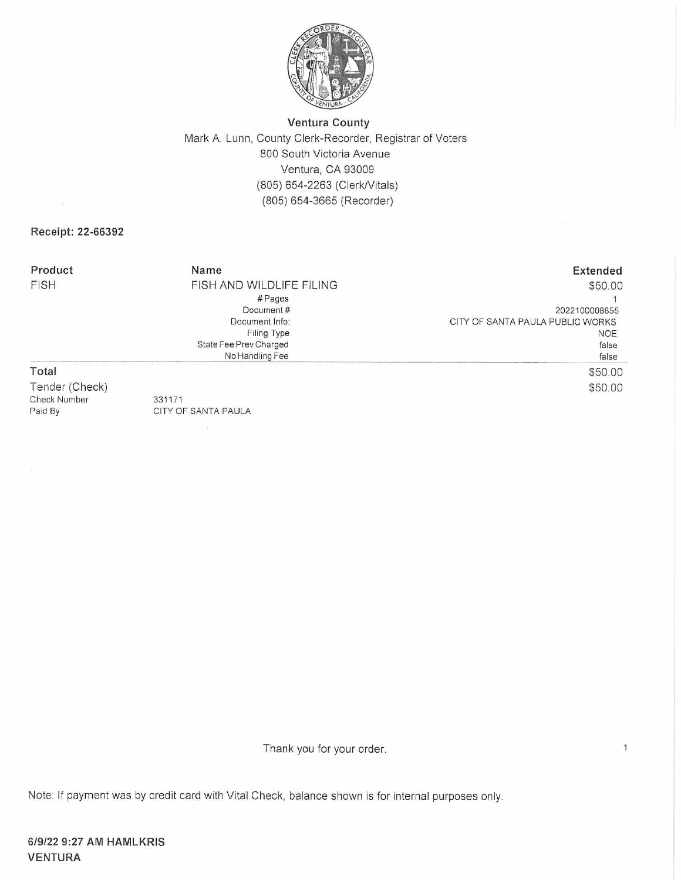**Ventura County**

Mark A. Lunn, County Clerk-Recorder, Registrar of Voters
800 South Victoria Avenue
Ventura, CA 93009
(805) 654-2263 (Clerk/Vitals)
(805) 654-3665 (Recorder)

**Receipt: 22-66392**

| Product | Name | Extended |
| --- | --- | --- |
| FISH | FISH AND WILDLIFE FILING | $50.00 |
| | # Pages | 1 |
| | Document # | 2022100008855 |
| | Document Info: | CITY OF SANTA PAULA PUBLIC WORKS |
| | Filing Type | NOE |
| | State Fee Prev Charged | false |
| | No Handling Fee | false |
| Total | | $50.00 |
| Tender (Check) | | $50.00 |
| Check Number | 331171 | |
| Paid By | CITY OF SANTA PAULA | |

Thank you for your order.

Note: If payment was by credit card with Vital Check, balance shown is for internal purposes only.

**6/9/22 9:27 AM HAMLKRIS**
**VENTURA**